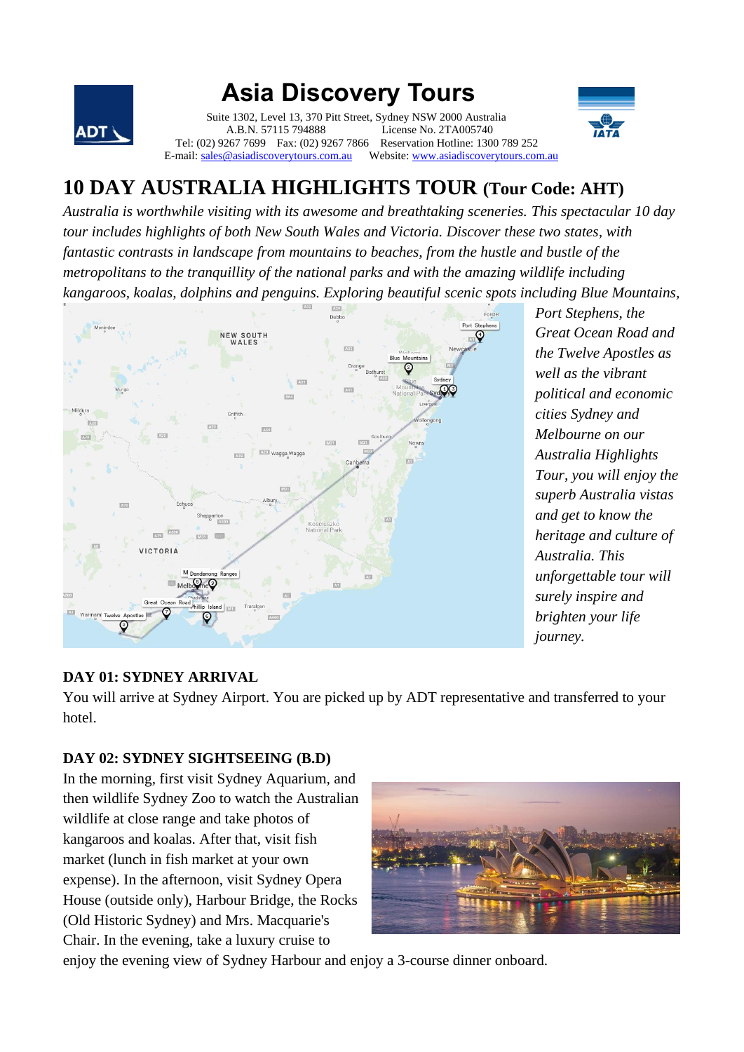# Asia Discovery Tours

Suite 1302, Level 13, 370 Pitt Street, Sydney NSW 2000 Australia
A.B.N. 57115 794888 License No. 2TA005740
Tel: (02) 9267 7699 Fax: (02) 9267 7866 Reservation Hotline: 1300 789 252
E-mail: sales@asiadiscoverytours.com.au Website: www.asiadiscoverytours.com.au

## 10 DAY AUSTRALIA HIGHLIGHTS TOUR (Tour Code: AHT)

*Australia is worthwhile visiting with its awesome and breathtaking sceneries. This spectacular 10 day tour includes highlights of both New South Wales and Victoria. Discover these two states, with fantastic contrasts in landscape from mountains to beaches, from the hustle and bustle of the metropolitans to the tranquillity of the national parks and with the amazing wildlife including kangaroos, koalas, dolphins and penguins. Exploring beautiful scenic spots including Blue Mountains, Port Stephens, the Great Ocean Road and the Twelve Apostles as well as the vibrant political and economic cities Sydney and Melbourne on our Australia Highlights Tour, you will enjoy the superb Australia vistas and get to know the heritage and culture of Australia. This unforgettable tour will surely inspire and brighten your life journey.*

### DAY 01: SYDNEY ARRIVAL

You will arrive at Sydney Airport. You are picked up by ADT representative and transferred to your hotel.

### DAY 02: SYDNEY SIGHTSEEING (B.D)

In the morning, first visit Sydney Aquarium, and then wildlife Sydney Zoo to watch the Australian wildlife at close range and take photos of kangaroos and koalas. After that, visit fish market (lunch in fish market at your own expense). In the afternoon, visit Sydney Opera House (outside only), Harbour Bridge, the Rocks (Old Historic Sydney) and Mrs. Macquarie's Chair. In the evening, take a luxury cruise to enjoy the evening view of Sydney Harbour and enjoy a 3-course dinner onboard.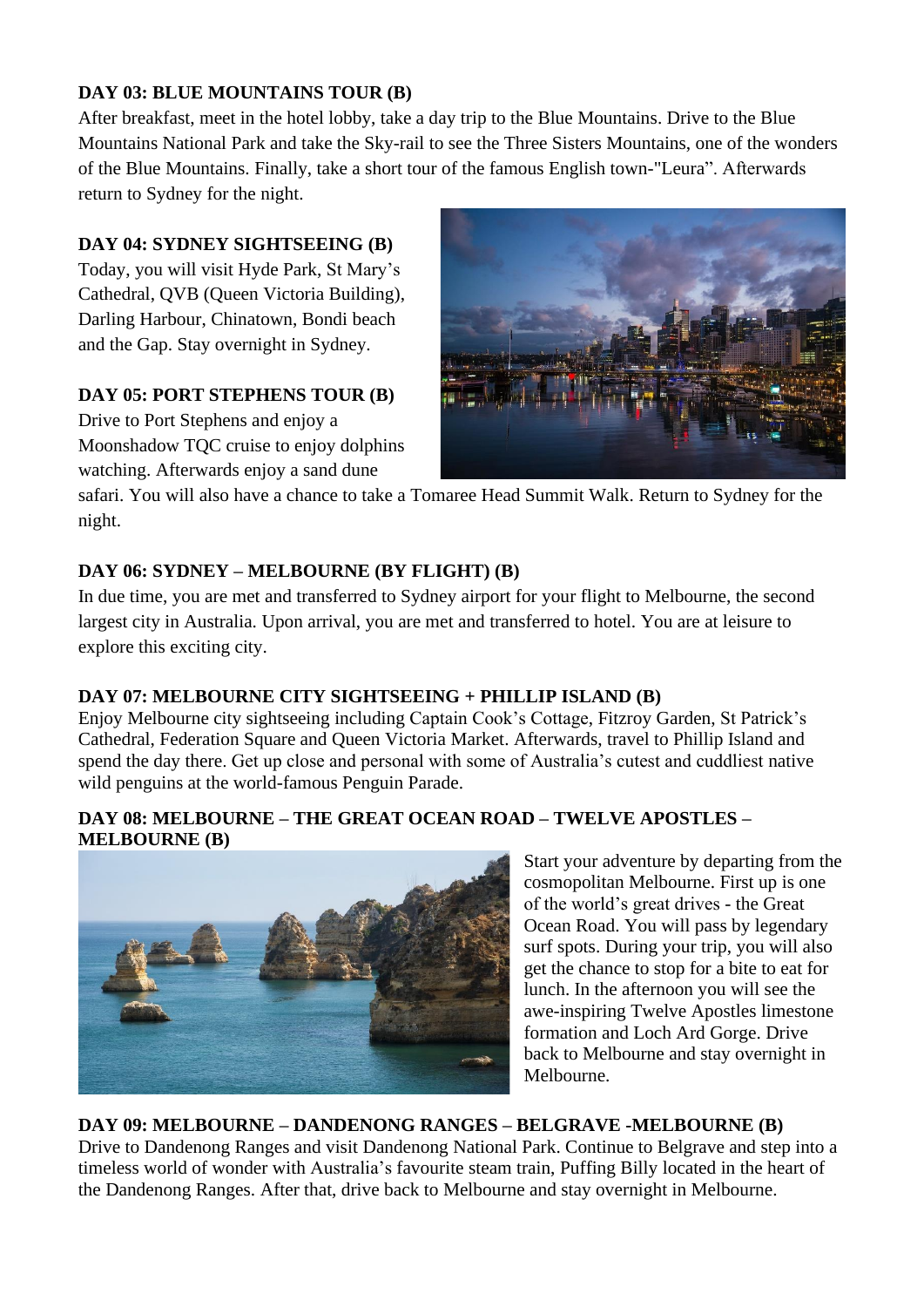**DAY 03: BLUE MOUNTAINS TOUR (B)**

After breakfast, meet in the hotel lobby, take a day trip to the Blue Mountains. Drive to the Blue Mountains National Park and take the Sky-rail to see the Three Sisters Mountains, one of the wonders of the Blue Mountains. Finally, take a short tour of the famous English town-"Leura". Afterwards return to Sydney for the night.

**DAY 04: SYDNEY SIGHTSEEING (B)**

Today, you will visit Hyde Park, St Mary's Cathedral, QVB (Queen Victoria Building), Darling Harbour, Chinatown, Bondi beach and the Gap. Stay overnight in Sydney.

**DAY 05: PORT STEPHENS TOUR (B)**

Drive to Port Stephens and enjoy a Moonshadow TQC cruise to enjoy dolphins watching. Afterwards enjoy a sand dune safari. You will also have a chance to take a Tomaree Head Summit Walk. Return to Sydney for the night.

**DAY 06: SYDNEY – MELBOURNE (BY FLIGHT) (B)**

In due time, you are met and transferred to Sydney airport for your flight to Melbourne, the second largest city in Australia. Upon arrival, you are met and transferred to hotel. You are at leisure to explore this exciting city.

**DAY 07: MELBOURNE CITY SIGHTSEEING + PHILLIP ISLAND (B)**

Enjoy Melbourne city sightseeing including Captain Cook's Cottage, Fitzroy Garden, St Patrick's Cathedral, Federation Square and Queen Victoria Market. Afterwards, travel to Phillip Island and spend the day there. Get up close and personal with some of Australia's cutest and cuddliest native wild penguins at the world-famous Penguin Parade.

**DAY 08: MELBOURNE – THE GREAT OCEAN ROAD – TWELVE APOSTLES – MELBOURNE (B)**

Start your adventure by departing from the cosmopolitan Melbourne. First up is one of the world's great drives - the Great Ocean Road. You will pass by legendary surf spots. During your trip, you will also get the chance to stop for a bite to eat for lunch. In the afternoon you will see the awe-inspiring Twelve Apostles limestone formation and Loch Ard Gorge. Drive back to Melbourne and stay overnight in Melbourne.

**DAY 09: MELBOURNE – DANDENONG RANGES – BELGRAVE -MELBOURNE (B)**

Drive to Dandenong Ranges and visit Dandenong National Park. Continue to Belgrave and step into a timeless world of wonder with Australia's favourite steam train, Puffing Billy located in the heart of the Dandenong Ranges. After that, drive back to Melbourne and stay overnight in Melbourne.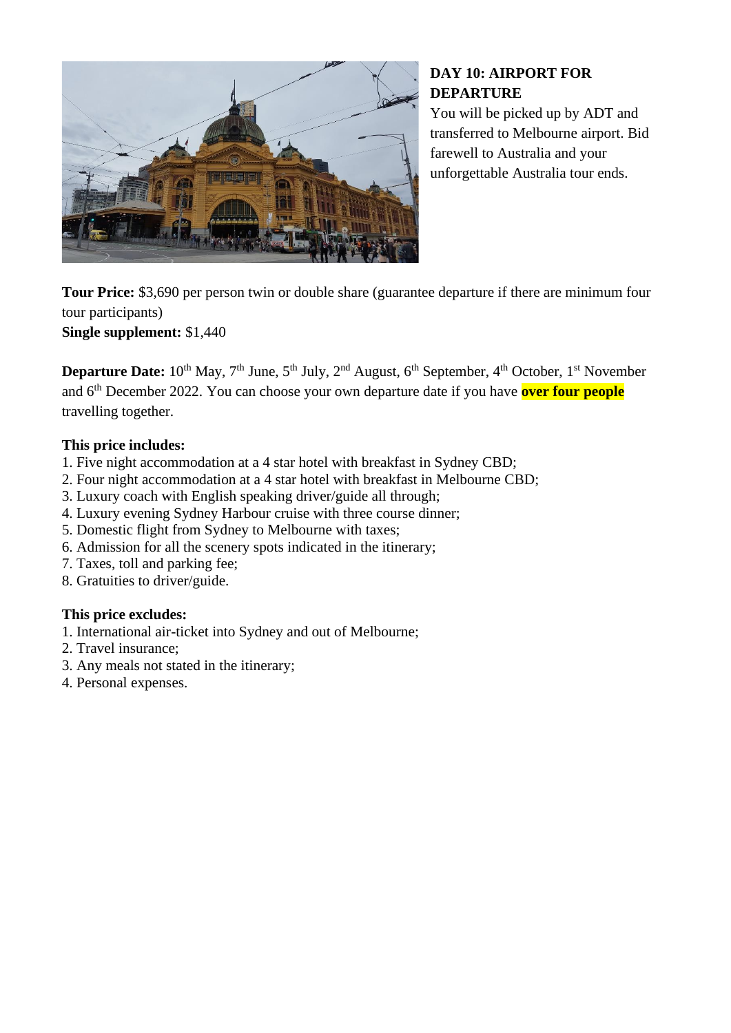**DAY 10: AIRPORT FOR DEPARTURE**

You will be picked up by ADT and transferred to Melbourne airport. Bid farewell to Australia and your unforgettable Australia tour ends.

**Tour Price:** $3,690 per person twin or double share (guarantee departure if there are minimum four tour participants)
**Single supplement:** $1,440

**Departure Date:** 10th May, 7th June, 5th July, 2nd August, 6th September, 4th October, 1st November and 6th December 2022. You can choose your own departure date if you have **over four people** travelling together.

**This price includes:**
1. Five night accommodation at a 4 star hotel with breakfast in Sydney CBD;
2. Four night accommodation at a 4 star hotel with breakfast in Melbourne CBD;
3. Luxury coach with English speaking driver/guide all through;
4. Luxury evening Sydney Harbour cruise with three course dinner;
5. Domestic flight from Sydney to Melbourne with taxes;
6. Admission for all the scenery spots indicated in the itinerary;
7. Taxes, toll and parking fee;
8. Gratuities to driver/guide.

**This price excludes:**
1. International air-ticket into Sydney and out of Melbourne;
2. Travel insurance;
3. Any meals not stated in the itinerary;
4. Personal expenses.